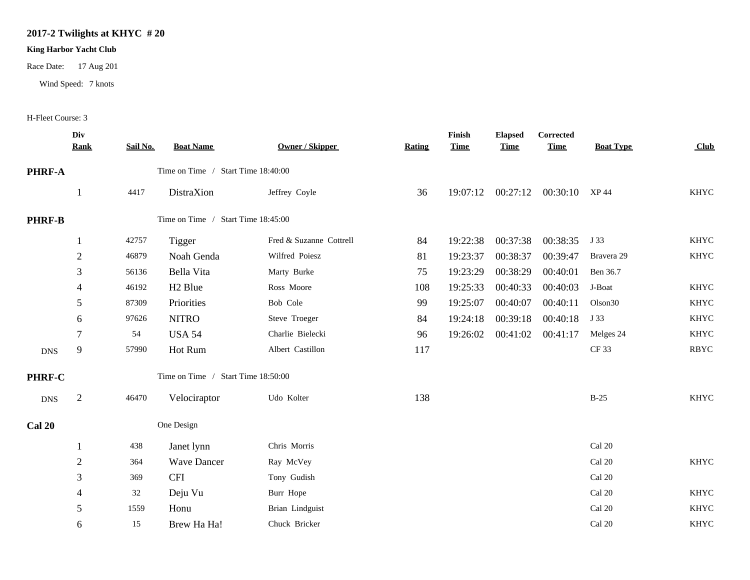**2017-2 Twilights at KHYC # 20**

**King Harbor Yacht Club**

Race Date: 17 Aug 201

Wind Speed: 7 knots

H-Fleet Course: 3

| | Div Rank | Sail No. | Boat Name | Owner / Skipper | Rating | Finish Time | Elapsed Time | Corrected Time | Boat Type | Club |
|---|---|---|---|---|---|---|---|---|---|---|
| **PHRF-A** | | | Time on Time / Start Time 18:40:00 | | | | | | | |
| | 1 | 4417 | DistraXion | Jeffrey Coyle | 36 | 19:07:12 | 00:27:12 | 00:30:10 | XP 44 | KHYC |
| **PHRF-B** | | | Time on Time / Start Time 18:45:00 | | | | | | | |
| | 1 | 42757 | Tigger | Fred & Suzanne Cottrell | 84 | 19:22:38 | 00:37:38 | 00:38:35 | J 33 | KHYC |
| | 2 | 46879 | Noah Genda | Wilfred Poiesz | 81 | 19:23:37 | 00:38:37 | 00:39:47 | Bravera 29 | KHYC |
| | 3 | 56136 | Bella Vita | Marty Burke | 75 | 19:23:29 | 00:38:29 | 00:40:01 | Ben 36.7 | |
| | 4 | 46192 | H2 Blue | Ross Moore | 108 | 19:25:33 | 00:40:33 | 00:40:03 | J-Boat | KHYC |
| | 5 | 87309 | Priorities | Bob Cole | 99 | 19:25:07 | 00:40:07 | 00:40:11 | Olson30 | KHYC |
| | 6 | 97626 | NITRO | Steve Troeger | 84 | 19:24:18 | 00:39:18 | 00:40:18 | J 33 | KHYC |
| | 7 | 54 | USA 54 | Charlie Bielecki | 96 | 19:26:02 | 00:41:02 | 00:41:17 | Melges 24 | KHYC |
| DNS | 9 | 57990 | Hot Rum | Albert Castillon | 117 | | | | CF 33 | RBYC |
| **PHRF-C** | | | Time on Time / Start Time 18:50:00 | | | | | | | |
| DNS | 2 | 46470 | Velociraptor | Udo Kolter | 138 | | | | B-25 | KHYC |
| **Cal 20** | | | One Design | | | | | | | |
| | 1 | 438 | Janet lynn | Chris Morris | | | | | Cal 20 | |
| | 2 | 364 | Wave Dancer | Ray McVey | | | | | Cal 20 | KHYC |
| | 3 | 369 | CFI | Tony Gudish | | | | | Cal 20 | |
| | 4 | 32 | Deju Vu | Burr Hope | | | | | Cal 20 | KHYC |
| | 5 | 1559 | Honu | Brian Lindguist | | | | | Cal 20 | KHYC |
| | 6 | 15 | Brew Ha Ha! | Chuck Bricker | | | | | Cal 20 | KHYC |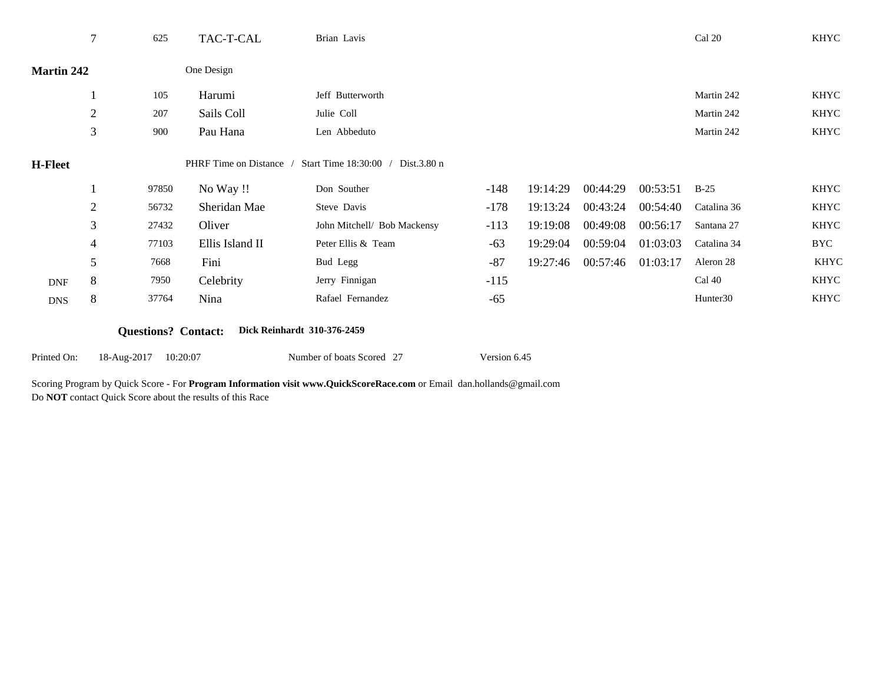| | | | | | | | | | | |
|---|---|---|---|---|---|---|---|---|---|---|
| | 7 | 625 | TAC-T-CAL | Brian Lavis | | | | | Cal 20 | KHYC |

**Martin 242** One Design

| | | | | | | |
|---|---|---|---|---|---|---|
| | 1 | 105 | Harumi | Jeff Butterworth | Martin 242 | KHYC |
| | 2 | 207 | Sails Coll | Julie Coll | Martin 242 | KHYC |
| | 3 | 900 | Pau Hana | Len Abbeduto | Martin 242 | KHYC |

**H-Fleet** PHRF Time on Distance / Start Time 18:30:00 / Dist.3.80 n

| | | | | | | | | | | |
|---|---|---|---|---|---|---|---|---|---|---|
| | 1 | 97850 | No Way !! | Don Souther | -148 | 19:14:29 | 00:44:29 | 00:53:51 | B-25 | KHYC |
| | 2 | 56732 | Sheridan Mae | Steve Davis | -178 | 19:13:24 | 00:43:24 | 00:54:40 | Catalina 36 | KHYC |
| | 3 | 27432 | Oliver | John Mitchell/ Bob Mackensy | -113 | 19:19:08 | 00:49:08 | 00:56:17 | Santana 27 | KHYC |
| | 4 | 77103 | Ellis Island II | Peter Ellis & Team | -63 | 19:29:04 | 00:59:04 | 01:03:03 | Catalina 34 | BYC |
| | 5 | 7668 | Fini | Bud Legg | -87 | 19:27:46 | 00:57:46 | 01:03:17 | Aleron 28 | KHYC |
| DNF | 8 | 7950 | Celebrity | Jerry Finnigan | -115 | | | | Cal 40 | KHYC |
| DNS | 8 | 37764 | Nina | Rafael Fernandez | -65 | | | | Hunter30 | KHYC |

**Questions? Contact:** **Dick Reinhardt 310-376-2459**

Printed On: 18-Aug-2017 10:20:07 Number of boats Scored 27 Version 6.45

Scoring Program by Quick Score - For **Program Information visit www.QuickScoreRace.com** or Email dan.hollands@gmail.com
Do **NOT** contact Quick Score about the results of this Race